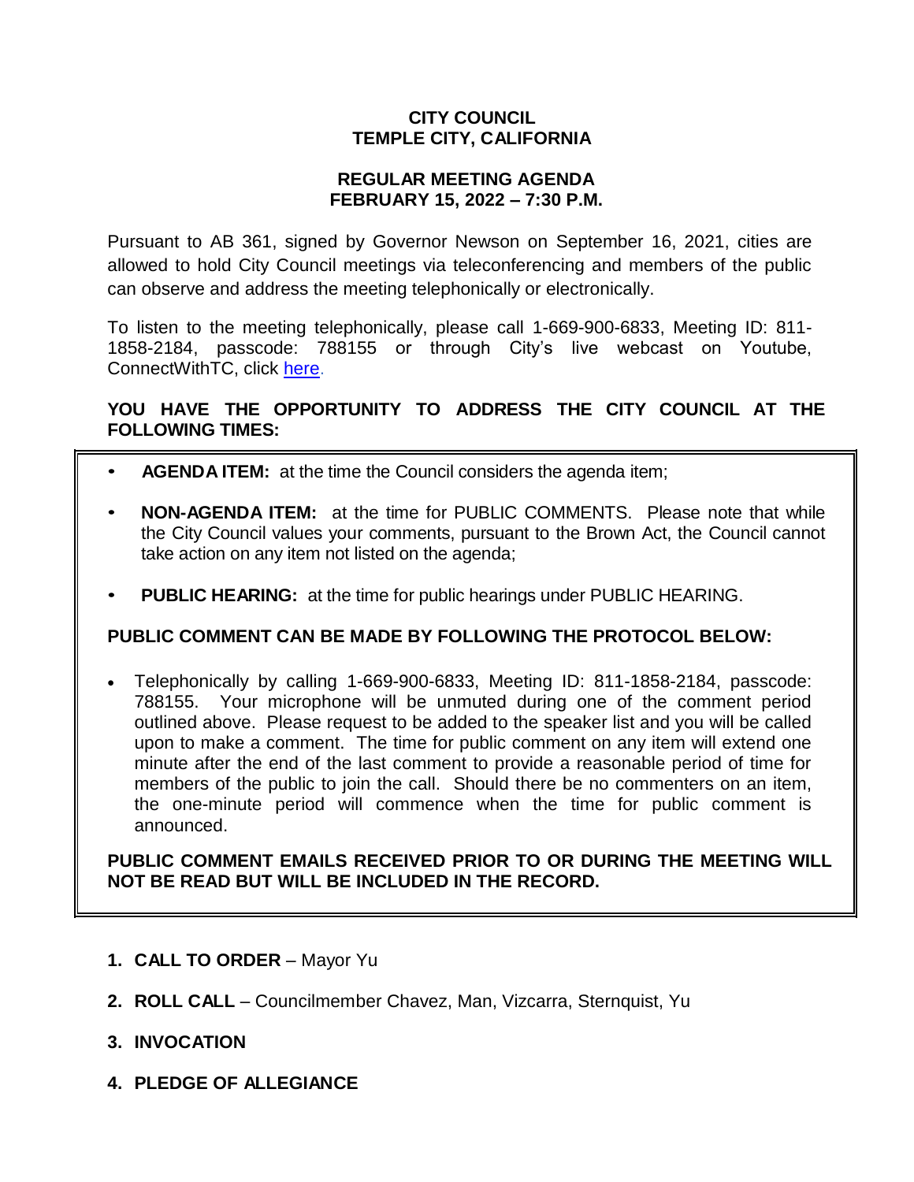# CITY COUNCIL
# TEMPLE CITY, CALIFORNIA

## REGULAR MEETING AGENDA
## FEBRUARY 15, 2022 – 7:30 P.M.

Pursuant to AB 361, signed by Governor Newson on September 16, 2021, cities are allowed to hold City Council meetings via teleconferencing and members of the public can observe and address the meeting telephonically or electronically.

To listen to the meeting telephonically, please call 1-669-900-6833, Meeting ID: 811-1858-2184, passcode: 788155 or through City's live webcast on Youtube, ConnectWithTC, click here.

**YOU HAVE THE OPPORTUNITY TO ADDRESS THE CITY COUNCIL AT THE FOLLOWING TIMES:**

- **AGENDA ITEM:** at the time the Council considers the agenda item;
- **NON-AGENDA ITEM:** at the time for PUBLIC COMMENTS. Please note that while the City Council values your comments, pursuant to the Brown Act, the Council cannot take action on any item not listed on the agenda;
- **PUBLIC HEARING:** at the time for public hearings under PUBLIC HEARING.

**PUBLIC COMMENT CAN BE MADE BY FOLLOWING THE PROTOCOL BELOW:**

- Telephonically by calling 1-669-900-6833, Meeting ID: 811-1858-2184, passcode: 788155. Your microphone will be unmuted during one of the comment period outlined above. Please request to be added to the speaker list and you will be called upon to make a comment. The time for public comment on any item will extend one minute after the end of the last comment to provide a reasonable period of time for members of the public to join the call. Should there be no commenters on an item, the one-minute period will commence when the time for public comment is announced.

**PUBLIC COMMENT EMAILS RECEIVED PRIOR TO OR DURING THE MEETING WILL NOT BE READ BUT WILL BE INCLUDED IN THE RECORD.**

1. **CALL TO ORDER** – Mayor Yu
2. **ROLL CALL** – Councilmember Chavez, Man, Vizcarra, Sternquist, Yu
3. **INVOCATION**
4. **PLEDGE OF ALLEGIANCE**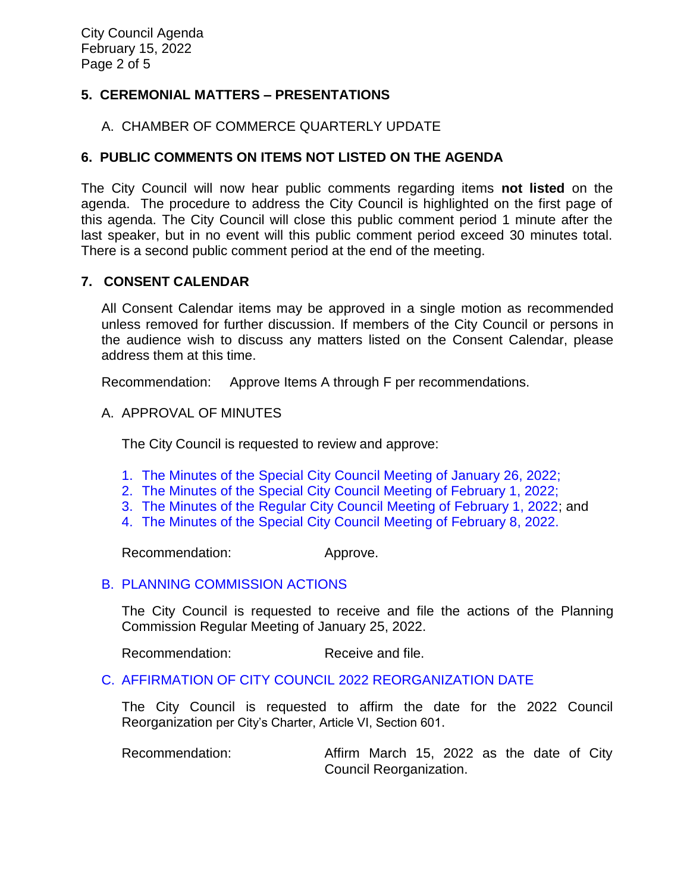## 5. CEREMONIAL MATTERS – PRESENTATIONS

A. CHAMBER OF COMMERCE QUARTERLY UPDATE

## 6. PUBLIC COMMENTS ON ITEMS NOT LISTED ON THE AGENDA

The City Council will now hear public comments regarding items **not listed** on the agenda. The procedure to address the City Council is highlighted on the first page of this agenda. The City Council will close this public comment period 1 minute after the last speaker, but in no event will this public comment period exceed 30 minutes total. There is a second public comment period at the end of the meeting.

## 7. CONSENT CALENDAR

All Consent Calendar items may be approved in a single motion as recommended unless removed for further discussion. If members of the City Council or persons in the audience wish to discuss any matters listed on the Consent Calendar, please address them at this time.

Recommendation: Approve Items A through F per recommendations.

A. APPROVAL OF MINUTES

The City Council is requested to review and approve:

1. The Minutes of the Special City Council Meeting of January 26, 2022;
2. The Minutes of the Special City Council Meeting of February 1, 2022;
3. The Minutes of the Regular City Council Meeting of February 1, 2022; and
4. The Minutes of the Special City Council Meeting of February 8, 2022.

Recommendation: Approve.

B. PLANNING COMMISSION ACTIONS

The City Council is requested to receive and file the actions of the Planning Commission Regular Meeting of January 25, 2022.

Recommendation: Receive and file.

C. AFFIRMATION OF CITY COUNCIL 2022 REORGANIZATION DATE

The City Council is requested to affirm the date for the 2022 Council Reorganization per City's Charter, Article VI, Section 601.

Recommendation: Affirm March 15, 2022 as the date of City Council Reorganization.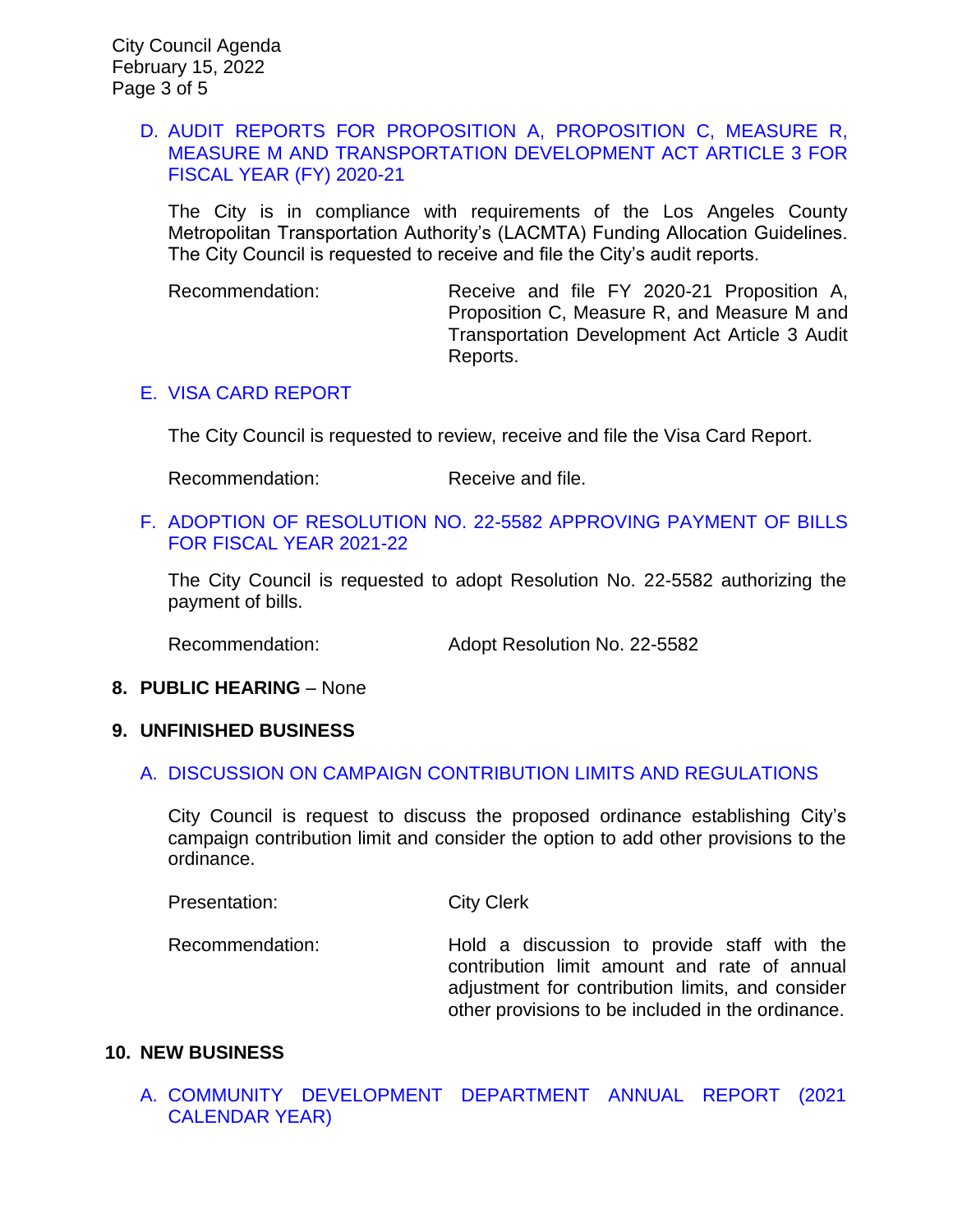### D. AUDIT REPORTS FOR PROPOSITION A, PROPOSITION C, MEASURE R, MEASURE M AND TRANSPORTATION DEVELOPMENT ACT ARTICLE 3 FOR FISCAL YEAR (FY) 2020-21

The City is in compliance with requirements of the Los Angeles County Metropolitan Transportation Authority's (LACMTA) Funding Allocation Guidelines. The City Council is requested to receive and file the City's audit reports.

Recommendation: Receive and file FY 2020-21 Proposition A, Proposition C, Measure R, and Measure M and Transportation Development Act Article 3 Audit Reports.

### E. VISA CARD REPORT

The City Council is requested to review, receive and file the Visa Card Report.

Recommendation: Receive and file.

### F. ADOPTION OF RESOLUTION NO. 22-5582 APPROVING PAYMENT OF BILLS FOR FISCAL YEAR 2021-22

The City Council is requested to adopt Resolution No. 22-5582 authorizing the payment of bills.

Recommendation: Adopt Resolution No. 22-5582

## 8. PUBLIC HEARING – None

## 9. UNFINISHED BUSINESS

### A. DISCUSSION ON CAMPAIGN CONTRIBUTION LIMITS AND REGULATIONS

City Council is request to discuss the proposed ordinance establishing City's campaign contribution limit and consider the option to add other provisions to the ordinance.

Presentation: City Clerk

Recommendation: Hold a discussion to provide staff with the contribution limit amount and rate of annual adjustment for contribution limits, and consider other provisions to be included in the ordinance.

## 10. NEW BUSINESS

### A. COMMUNITY DEVELOPMENT DEPARTMENT ANNUAL REPORT (2021 CALENDAR YEAR)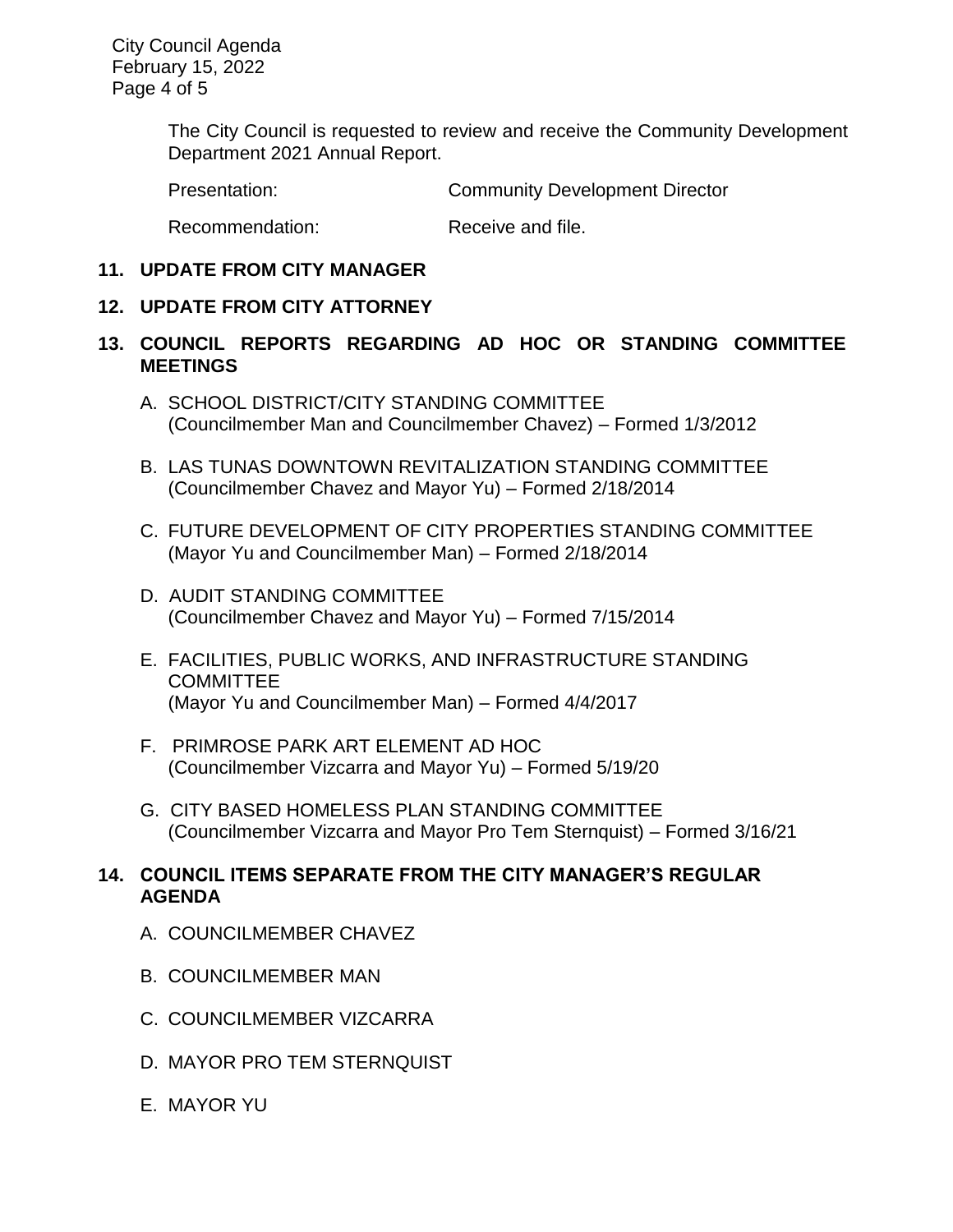The City Council is requested to review and receive the Community Development Department 2021 Annual Report.

Presentation: Community Development Director

Recommendation: Receive and file.

**11. UPDATE FROM CITY MANAGER**

**12. UPDATE FROM CITY ATTORNEY**

**13. COUNCIL REPORTS REGARDING AD HOC OR STANDING COMMITTEE MEETINGS**

A. SCHOOL DISTRICT/CITY STANDING COMMITTEE
(Councilmember Man and Councilmember Chavez) – Formed 1/3/2012

B. LAS TUNAS DOWNTOWN REVITALIZATION STANDING COMMITTEE
(Councilmember Chavez and Mayor Yu) – Formed 2/18/2014

C. FUTURE DEVELOPMENT OF CITY PROPERTIES STANDING COMMITTEE
(Mayor Yu and Councilmember Man) – Formed 2/18/2014

D. AUDIT STANDING COMMITTEE
(Councilmember Chavez and Mayor Yu) – Formed 7/15/2014

E. FACILITIES, PUBLIC WORKS, AND INFRASTRUCTURE STANDING COMMITTEE
(Mayor Yu and Councilmember Man) – Formed 4/4/2017

F. PRIMROSE PARK ART ELEMENT AD HOC
(Councilmember Vizcarra and Mayor Yu) – Formed 5/19/20

G. CITY BASED HOMELESS PLAN STANDING COMMITTEE
(Councilmember Vizcarra and Mayor Pro Tem Sternquist) – Formed 3/16/21

**14. COUNCIL ITEMS SEPARATE FROM THE CITY MANAGER'S REGULAR AGENDA**

A. COUNCILMEMBER CHAVEZ

B. COUNCILMEMBER MAN

C. COUNCILMEMBER VIZCARRA

D. MAYOR PRO TEM STERNQUIST

E. MAYOR YU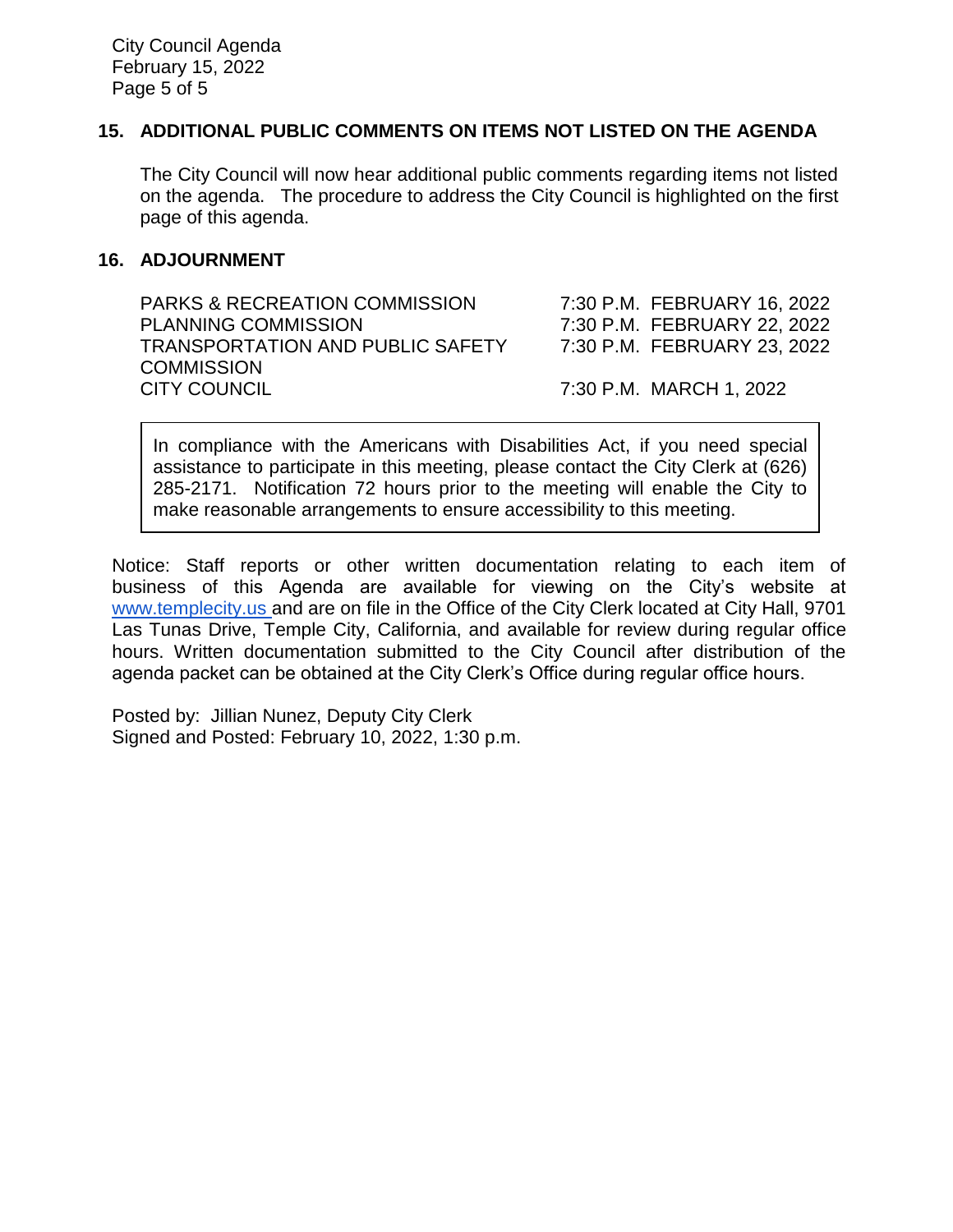## 15. ADDITIONAL PUBLIC COMMENTS ON ITEMS NOT LISTED ON THE AGENDA

The City Council will now hear additional public comments regarding items not listed on the agenda. The procedure to address the City Council is highlighted on the first page of this agenda.

## 16. ADJOURNMENT

| | |
|---|---|
| PARKS & RECREATION COMMISSION | 7:30 P.M. FEBRUARY 16, 2022 |
| PLANNING COMMISSION | 7:30 P.M. FEBRUARY 22, 2022 |
| TRANSPORTATION AND PUBLIC SAFETY COMMISSION | 7:30 P.M. FEBRUARY 23, 2022 |
| CITY COUNCIL | 7:30 P.M. MARCH 1, 2022 |

In compliance with the Americans with Disabilities Act, if you need special assistance to participate in this meeting, please contact the City Clerk at (626) 285-2171. Notification 72 hours prior to the meeting will enable the City to make reasonable arrangements to ensure accessibility to this meeting.

Notice: Staff reports or other written documentation relating to each item of business of this Agenda are available for viewing on the City's website at www.templecity.us and are on file in the Office of the City Clerk located at City Hall, 9701 Las Tunas Drive, Temple City, California, and available for review during regular office hours. Written documentation submitted to the City Council after distribution of the agenda packet can be obtained at the City Clerk's Office during regular office hours.

Posted by: Jillian Nunez, Deputy City Clerk
Signed and Posted: February 10, 2022, 1:30 p.m.